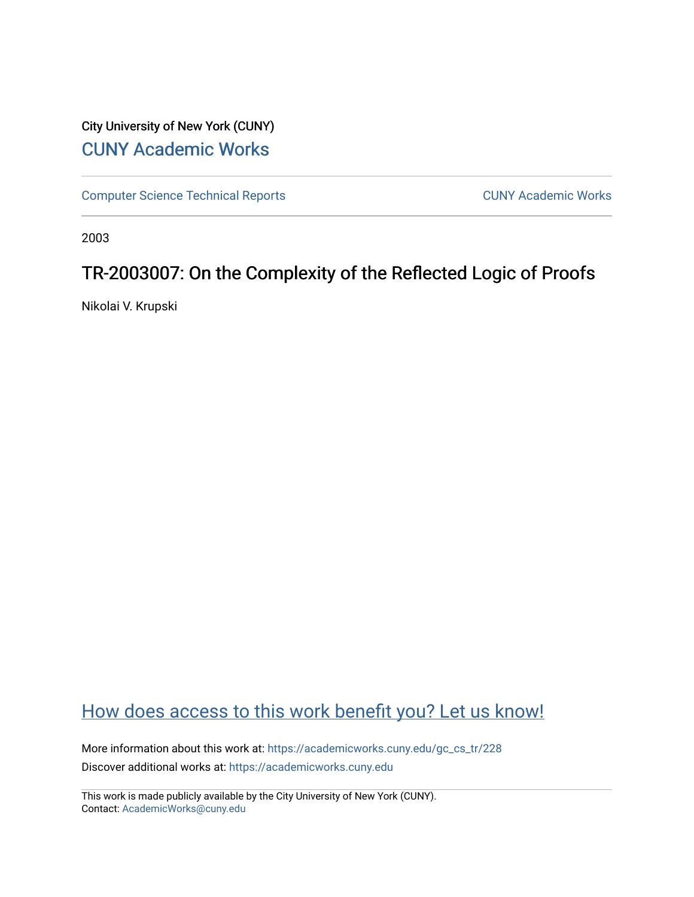City University of New York (CUNY)

[CUNY Academic Works](https://academicworks.cuny.edu)

Computer Science Technical Reports | CUNY Academic Works

2003

# TR-2003007: On the Complexity of the Reflected Logic of Proofs

Nikolai V. Krupski

How does access to this work benefit you? Let us know!

More information about this work at: https://academicworks.cuny.edu/gc_cs_tr/228

Discover additional works at: https://academicworks.cuny.edu

This work is made publicly available by the City University of New York (CUNY).
Contact: AcademicWorks@cuny.edu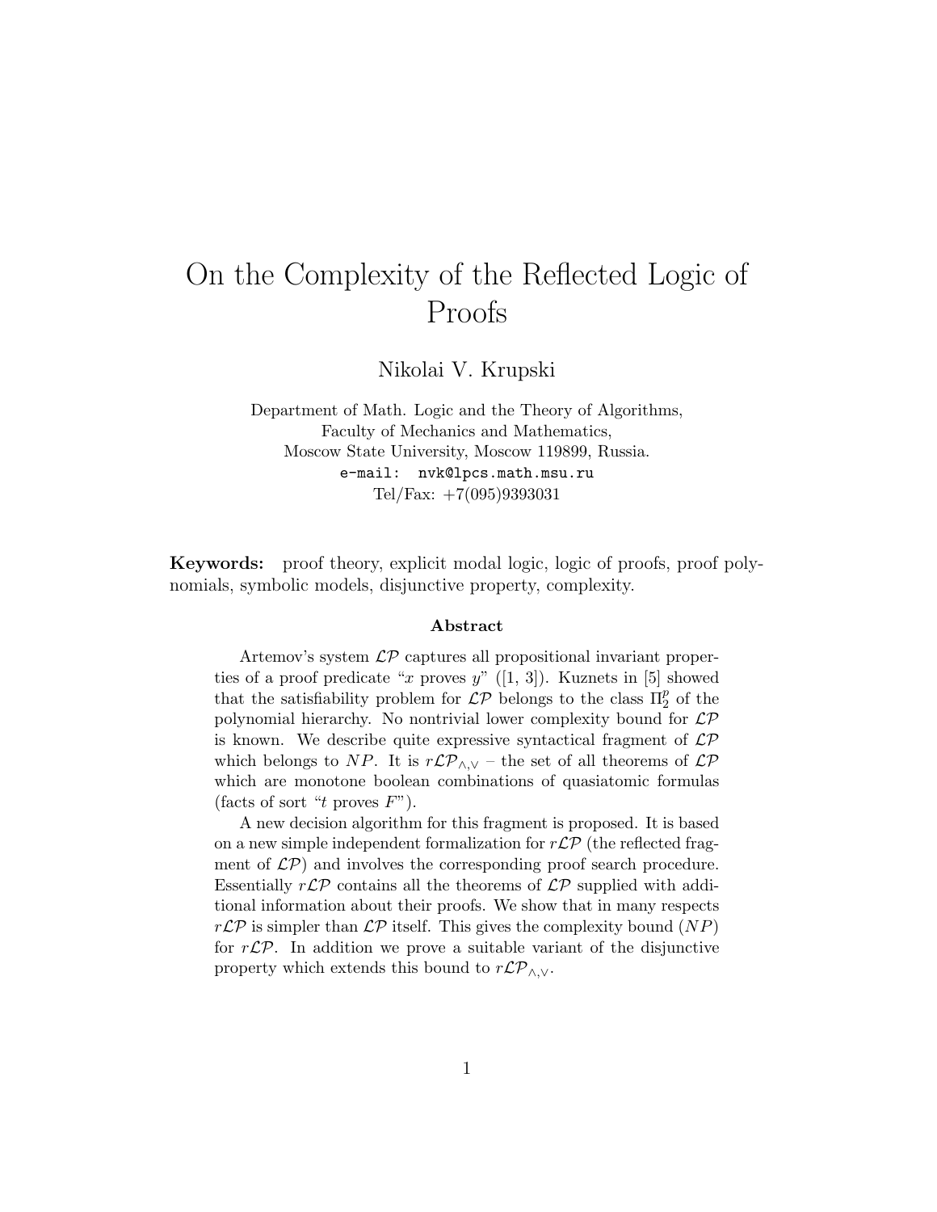# On the Complexity of the Reflected Logic of Proofs

Nikolai V. Krupski

Department of Math. Logic and the Theory of Algorithms,
Faculty of Mechanics and Mathematics,
Moscow State University, Moscow 119899, Russia.
e-mail: nvk@lpcs.math.msu.ru
Tel/Fax: +7(095)9393031

**Keywords:** proof theory, explicit modal logic, logic of proofs, proof polynomials, symbolic models, disjunctive property, complexity.

### Abstract

Artemov's system $\mathcal{LP}$ captures all propositional invariant properties of a proof predicate "$x$ proves $y$" ([1, 3]). Kuznets in [5] showed that the satisfiability problem for $\mathcal{LP}$ belongs to the class $\Pi_2^p$ of the polynomial hierarchy. No nontrivial lower complexity bound for $\mathcal{LP}$ is known. We describe quite expressive syntactical fragment of $\mathcal{LP}$ which belongs to $NP$. It is $r\mathcal{LP}_{\wedge,\vee}$ – the set of all theorems of $\mathcal{LP}$ which are monotone boolean combinations of quasiatomic formulas (facts of sort "$t$ proves $F$").

A new decision algorithm for this fragment is proposed. It is based on a new simple independent formalization for $r\mathcal{LP}$ (the reflected fragment of $\mathcal{LP}$) and involves the corresponding proof search procedure. Essentially $r\mathcal{LP}$ contains all the theorems of $\mathcal{LP}$ supplied with additional information about their proofs. We show that in many respects $r\mathcal{LP}$ is simpler than $\mathcal{LP}$ itself. This gives the complexity bound ($NP$) for $r\mathcal{LP}$. In addition we prove a suitable variant of the disjunctive property which extends this bound to $r\mathcal{LP}_{\wedge,\vee}$.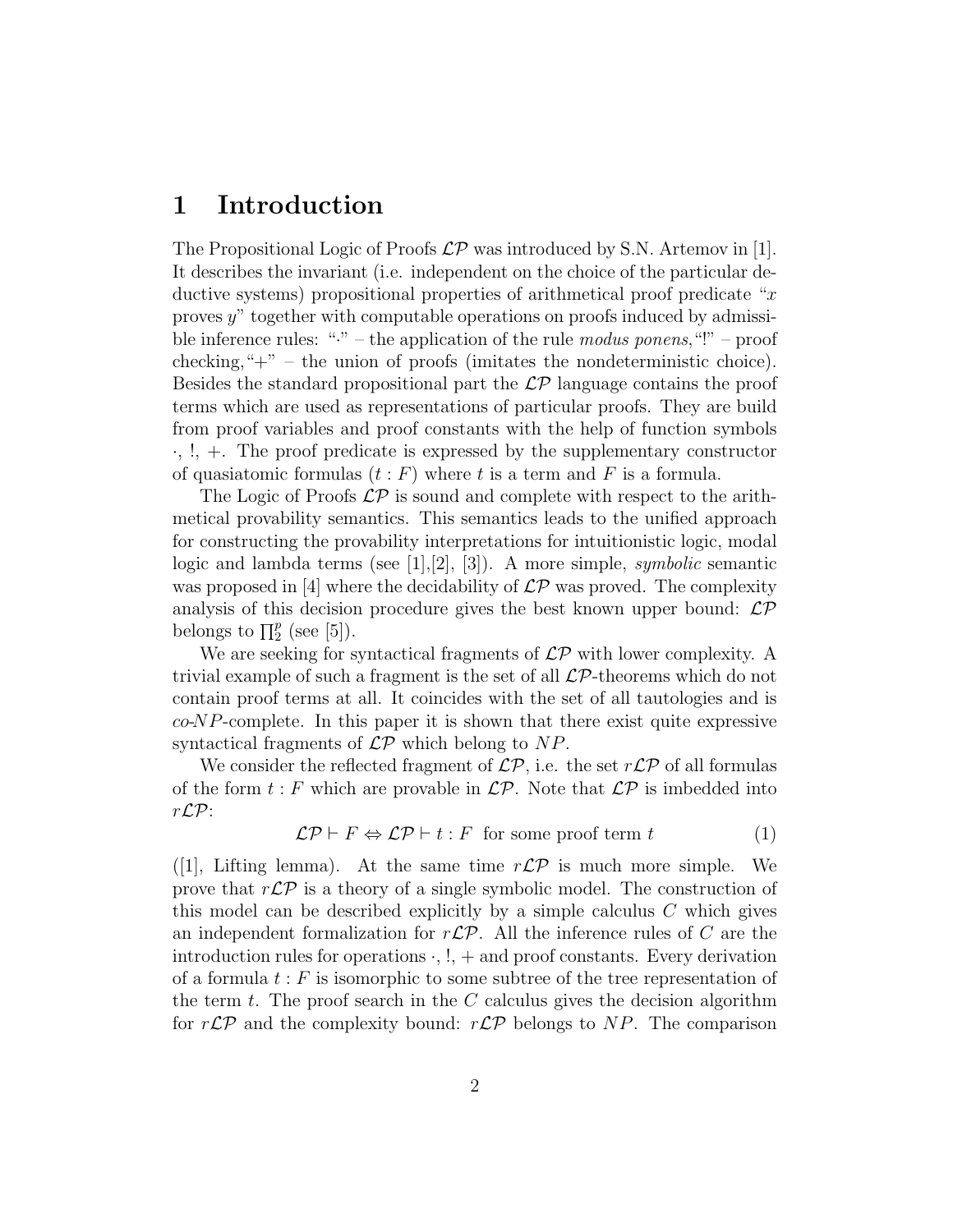# 1 Introduction

The Propositional Logic of Proofs $\mathcal{LP}$ was introduced by S.N. Artemov in [1]. It describes the invariant (i.e. independent on the choice of the particular deductive systems) propositional properties of arithmetical proof predicate "$x$ proves $y$" together with computable operations on proofs induced by admissible inference rules: "$\cdot$" – the application of the rule *modus ponens*, "!" – proof checking, "+" – the union of proofs (imitates the nondeterministic choice). Besides the standard propositional part the $\mathcal{LP}$ language contains the proof terms which are used as representations of particular proofs. They are build from proof variables and proof constants with the help of function symbols $\cdot$, !, +. The proof predicate is expressed by the supplementary constructor of quasiatomic formulas $(t : F)$ where $t$ is a term and $F$ is a formula.

The Logic of Proofs $\mathcal{LP}$ is sound and complete with respect to the arithmetical provability semantics. This semantics leads to the unified approach for constructing the provability interpretations for intuitionistic logic, modal logic and lambda terms (see [1],[2], [3]). A more simple, *symbolic* semantic was proposed in [4] where the decidability of $\mathcal{LP}$ was proved. The complexity analysis of this decision procedure gives the best known upper bound: $\mathcal{LP}$ belongs to $\prod_2^p$ (see [5]).

We are seeking for syntactical fragments of $\mathcal{LP}$ with lower complexity. A trivial example of such a fragment is the set of all $\mathcal{LP}$-theorems which do not contain proof terms at all. It coincides with the set of all tautologies and is *co*-$NP$-complete. In this paper it is shown that there exist quite expressive syntactical fragments of $\mathcal{LP}$ which belong to $NP$.

We consider the reflected fragment of $\mathcal{LP}$, i.e. the set $r\mathcal{LP}$ of all formulas of the form $t : F$ which are provable in $\mathcal{LP}$. Note that $\mathcal{LP}$ is imbedded into $r\mathcal{LP}$:

$$\mathcal{LP} \vdash F \Leftrightarrow \mathcal{LP} \vdash t : F \;\text{ for some proof term } t \tag{1}$$

([1], Lifting lemma). At the same time $r\mathcal{LP}$ is much more simple. We prove that $r\mathcal{LP}$ is a theory of a single symbolic model. The construction of this model can be described explicitly by a simple calculus $C$ which gives an independent formalization for $r\mathcal{LP}$. All the inference rules of $C$ are the introduction rules for operations $\cdot$, !, + and proof constants. Every derivation of a formula $t : F$ is isomorphic to some subtree of the tree representation of the term $t$. The proof search in the $C$ calculus gives the decision algorithm for $r\mathcal{LP}$ and the complexity bound: $r\mathcal{LP}$ belongs to $NP$. The comparison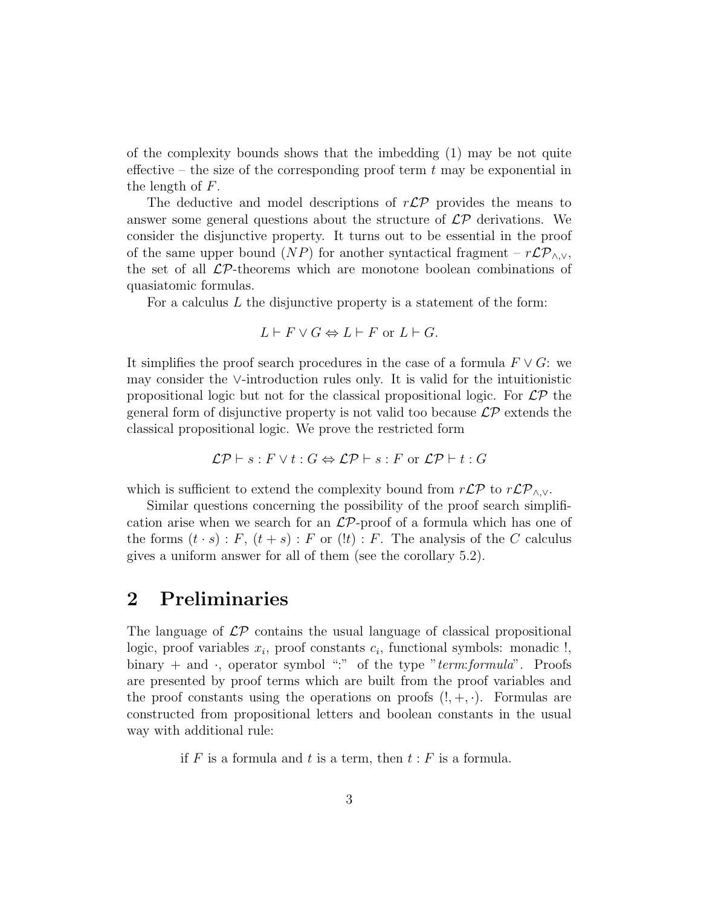of the complexity bounds shows that the imbedding (1) may be not quite effective – the size of the corresponding proof term $t$ may be exponential in the length of $F$.

The deductive and model descriptions of $r\mathcal{LP}$ provides the means to answer some general questions about the structure of $\mathcal{LP}$ derivations. We consider the disjunctive property. It turns out to be essential in the proof of the same upper bound ($NP$) for another syntactical fragment – $r\mathcal{LP}_{\wedge,\vee}$, the set of all $\mathcal{LP}$-theorems which are monotone boolean combinations of quasiatomic formulas.

For a calculus $L$ the disjunctive property is a statement of the form:

$$L \vdash F \vee G \Leftrightarrow L \vdash F \text{ or } L \vdash G.$$

It simplifies the proof search procedures in the case of a formula $F \vee G$: we may consider the $\vee$-introduction rules only. It is valid for the intuitionistic propositional logic but not for the classical propositional logic. For $\mathcal{LP}$ the general form of disjunctive property is not valid too because $\mathcal{LP}$ extends the classical propositional logic. We prove the restricted form

$$\mathcal{LP} \vdash s : F \vee t : G \Leftrightarrow \mathcal{LP} \vdash s : F \text{ or } \mathcal{LP} \vdash t : G$$

which is sufficient to extend the complexity bound from $r\mathcal{LP}$ to $r\mathcal{LP}_{\wedge,\vee}$.

Similar questions concerning the possibility of the proof search simplification arise when we search for an $\mathcal{LP}$-proof of a formula which has one of the forms $(t \cdot s) : F$, $(t + s) : F$ or $(!t) : F$. The analysis of the $C$ calculus gives a uniform answer for all of them (see the corollary 5.2).

## 2 Preliminaries

The language of $\mathcal{LP}$ contains the usual language of classical propositional logic, proof variables $x_i$, proof constants $c_i$, functional symbols: monadic !, binary $+$ and $\cdot$, operator symbol ":" of the type "*term:formula*". Proofs are presented by proof terms which are built from the proof variables and the proof constants using the operations on proofs $(!, +, \cdot)$. Formulas are constructed from propositional letters and boolean constants in the usual way with additional rule:

if $F$ is a formula and $t$ is a term, then $t : F$ is a formula.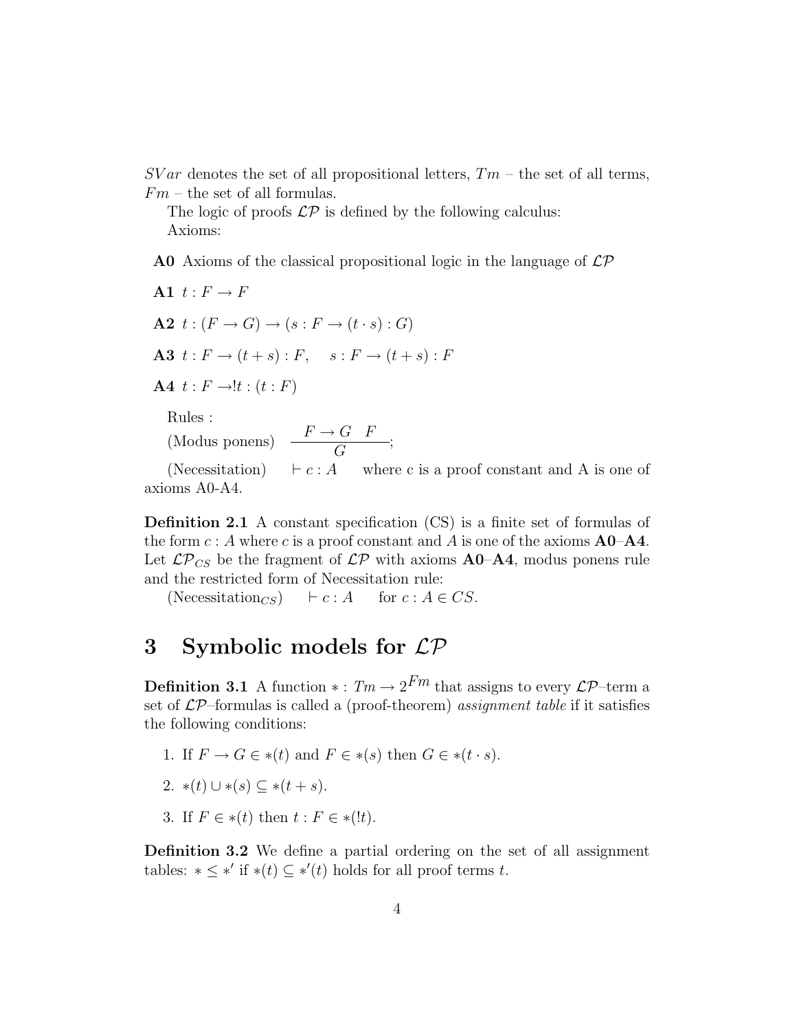$SVar$ denotes the set of all propositional letters, $Tm$ – the set of all terms, $Fm$ – the set of all formulas.

The logic of proofs $\mathcal{LP}$ is defined by the following calculus:

Axioms:

**A0** Axioms of the classical propositional logic in the language of $\mathcal{LP}$

**A1** $t : F \rightarrow F$

**A2** $t : (F \rightarrow G) \rightarrow (s : F \rightarrow (t \cdot s) : G)$

**A3** $t : F \rightarrow (t + s) : F, \quad s : F \rightarrow (t + s) : F$

**A4** $t : F \rightarrow !t : (t : F)$

Rules :

(Modus ponens) $\dfrac{F \rightarrow G \quad F}{G}$;

(Necessitation) $\vdash c : A$ where c is a proof constant and A is one of axioms A0-A4.

**Definition 2.1** A constant specification (CS) is a finite set of formulas of the form $c : A$ where $c$ is a proof constant and $A$ is one of the axioms **A0**–**A4**. Let $\mathcal{LP}_{CS}$ be the fragment of $\mathcal{LP}$ with axioms **A0**–**A4**, modus ponens rule and the restricted form of Necessitation rule:

(Necessitation$_{CS}$) $\vdash c : A$ for $c : A \in CS$.

# 3 Symbolic models for $\mathcal{LP}$

**Definition 3.1** A function $* : Tm \rightarrow 2^{Fm}$ that assigns to every $\mathcal{LP}$–term a set of $\mathcal{LP}$–formulas is called a (proof-theorem) *assignment table* if it satisfies the following conditions:

1. If $F \rightarrow G \in *(t)$ and $F \in *(s)$ then $G \in *(t \cdot s)$.
2. $*(t) \cup *(s) \subseteq *(t + s)$.
3. If $F \in *(t)$ then $t : F \in *(!t)$.

**Definition 3.2** We define a partial ordering on the set of all assignment tables: $* \leq *'$ if $*(t) \subseteq *'(t)$ holds for all proof terms $t$.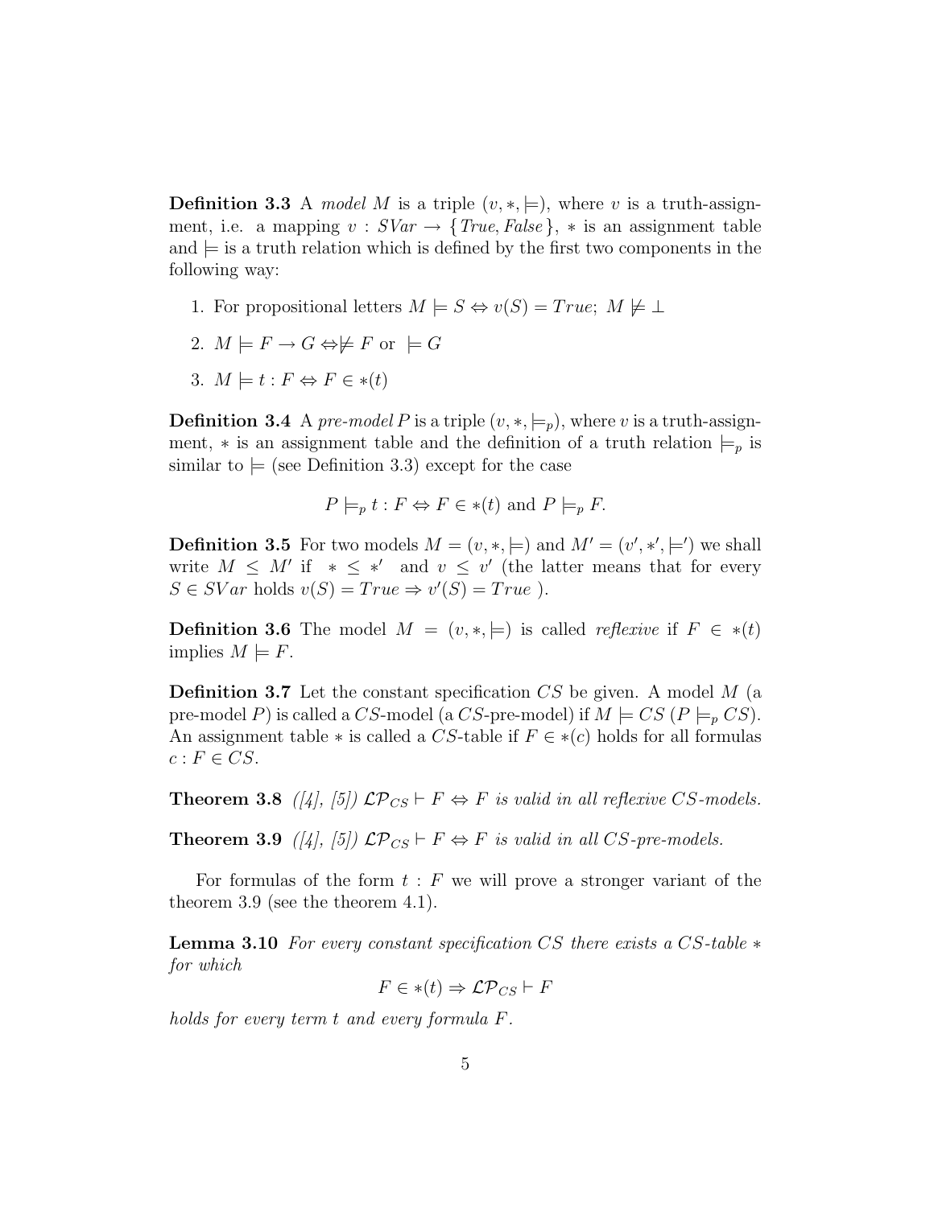**Definition 3.3** A *model* $M$ is a triple $(v, *, \models)$, where $v$ is a truth-assignment, i.e. a mapping $v : SVar \rightarrow \{True, False\}$, $*$ is an assignment table and $\models$ is a truth relation which is defined by the first two components in the following way:

1. For propositional letters $M \models S \Leftrightarrow v(S) = True$; $M \not\models \bot$
2. $M \models F \rightarrow G \Leftrightarrow \not\models F$ or $\models G$
3. $M \models t : F \Leftrightarrow F \in *(t)$

**Definition 3.4** A *pre-model* $P$ is a triple $(v, *, \models_p)$, where $v$ is a truth-assignment, $*$ is an assignment table and the definition of a truth relation $\models_p$ is similar to $\models$ (see Definition 3.3) except for the case

$$P \models_p t : F \Leftrightarrow F \in *(t) \text{ and } P \models_p F.$$

**Definition 3.5** For two models $M = (v, *, \models)$ and $M' = (v', *', \models')$ we shall write $M \leq M'$ if $* \leq *'$ and $v \leq v'$ (the latter means that for every $S \in SVar$ holds $v(S) = True \Rightarrow v'(S) = True$ ).

**Definition 3.6** The model $M = (v, *, \models)$ is called *reflexive* if $F \in *(t)$ implies $M \models F$.

**Definition 3.7** Let the constant specification $CS$ be given. A model $M$ (a pre-model $P$) is called a $CS$-model (a $CS$-pre-model) if $M \models CS$ ($P \models_p CS$). An assignment table $*$ is called a $CS$-table if $F \in *(c)$ holds for all formulas $c : F \in CS$.

**Theorem 3.8** *([4], [5])* $\mathcal{LP}_{CS} \vdash F \Leftrightarrow F$ *is valid in all reflexive* $CS$*-models.*

**Theorem 3.9** *([4], [5])* $\mathcal{LP}_{CS} \vdash F \Leftrightarrow F$ *is valid in all* $CS$*-pre-models.*

For formulas of the form $t : F$ we will prove a stronger variant of the theorem 3.9 (see the theorem 4.1).

**Lemma 3.10** *For every constant specification* $CS$ *there exists a* $CS$*-table* $*$ *for which*

$$F \in *(t) \Rightarrow \mathcal{LP}_{CS} \vdash F$$

*holds for every term* $t$ *and every formula* $F$*.*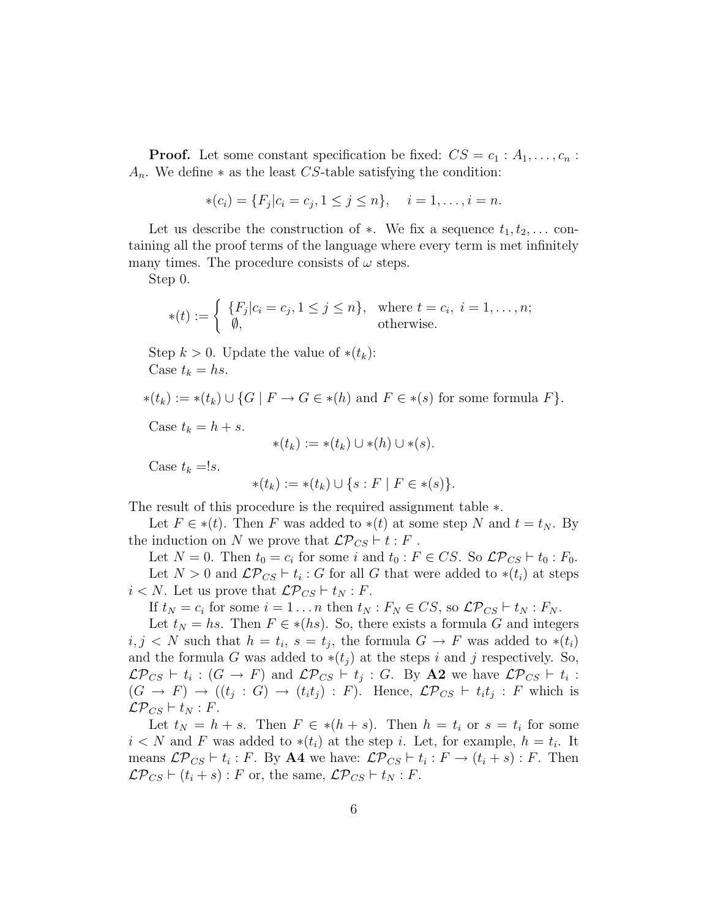**Proof.** Let some constant specification be fixed: $CS = c_1 : A_1, \ldots, c_n : A_n$. We define $*$ as the least $CS$-table satisfying the condition:

$$*(c_i) = \{F_j | c_i = c_j, 1 \le j \le n\}, \quad i = 1, \ldots, i = n.$$

Let us describe the construction of $*$. We fix a sequence $t_1, t_2, \ldots$ containing all the proof terms of the language where every term is met infinitely many times. The procedure consists of $\omega$ steps.

Step 0.

$$*(t) := \begin{cases} \{F_j | c_i = c_j, 1 \le j \le n\}, & \text{where } t = c_i,\ i = 1, \ldots, n; \\ \emptyset, & \text{otherwise.} \end{cases}$$

Step $k > 0$. Update the value of $*(t_k)$:

Case $t_k = hs$.

$$*(t_k) := *(t_k) \cup \{G \mid F \to G \in *(h) \text{ and } F \in *(s) \text{ for some formula } F\}.$$

Case $t_k = h + s$.

$$*(t_k) := *(t_k) \cup *(h) \cup *(s).$$

Case $t_k = !s$.

$$*(t_k) := *(t_k) \cup \{s : F \mid F \in *(s)\}.$$

The result of this procedure is the required assignment table $*$.

Let $F \in *(t)$. Then $F$ was added to $*(t)$ at some step $N$ and $t = t_N$. By the induction on $N$ we prove that $\mathcal{LP}_{CS} \vdash t : F$ .

Let $N = 0$. Then $t_0 = c_i$ for some $i$ and $t_0 : F \in CS$. So $\mathcal{LP}_{CS} \vdash t_0 : F_0$.

Let $N > 0$ and $\mathcal{LP}_{CS} \vdash t_i : G$ for all $G$ that were added to $*(t_i)$ at steps $i < N$. Let us prove that $\mathcal{LP}_{CS} \vdash t_N : F$.

If $t_N = c_i$ for some $i = 1 \ldots n$ then $t_N : F_N \in CS$, so $\mathcal{LP}_{CS} \vdash t_N : F_N$.

Let $t_N = hs$. Then $F \in *(hs)$. So, there exists a formula $G$ and integers $i, j < N$ such that $h = t_i$, $s = t_j$, the formula $G \to F$ was added to $*(t_i)$ and the formula $G$ was added to $*(t_j)$ at the steps $i$ and $j$ respectively. So, $\mathcal{LP}_{CS} \vdash t_i : (G \to F)$ and $\mathcal{LP}_{CS} \vdash t_j : G$. By **A2** we have $\mathcal{LP}_{CS} \vdash t_i : (G \to F) \to ((t_j : G) \to (t_i t_j) : F)$. Hence, $\mathcal{LP}_{CS} \vdash t_i t_j : F$ which is $\mathcal{LP}_{CS} \vdash t_N : F$.

Let $t_N = h + s$. Then $F \in *(h + s)$. Then $h = t_i$ or $s = t_i$ for some $i < N$ and $F$ was added to $*(t_i)$ at the step $i$. Let, for example, $h = t_i$. It means $\mathcal{LP}_{CS} \vdash t_i : F$. By **A4** we have: $\mathcal{LP}_{CS} \vdash t_i : F \to (t_i + s) : F$. Then $\mathcal{LP}_{CS} \vdash (t_i + s) : F$ or, the same, $\mathcal{LP}_{CS} \vdash t_N : F$.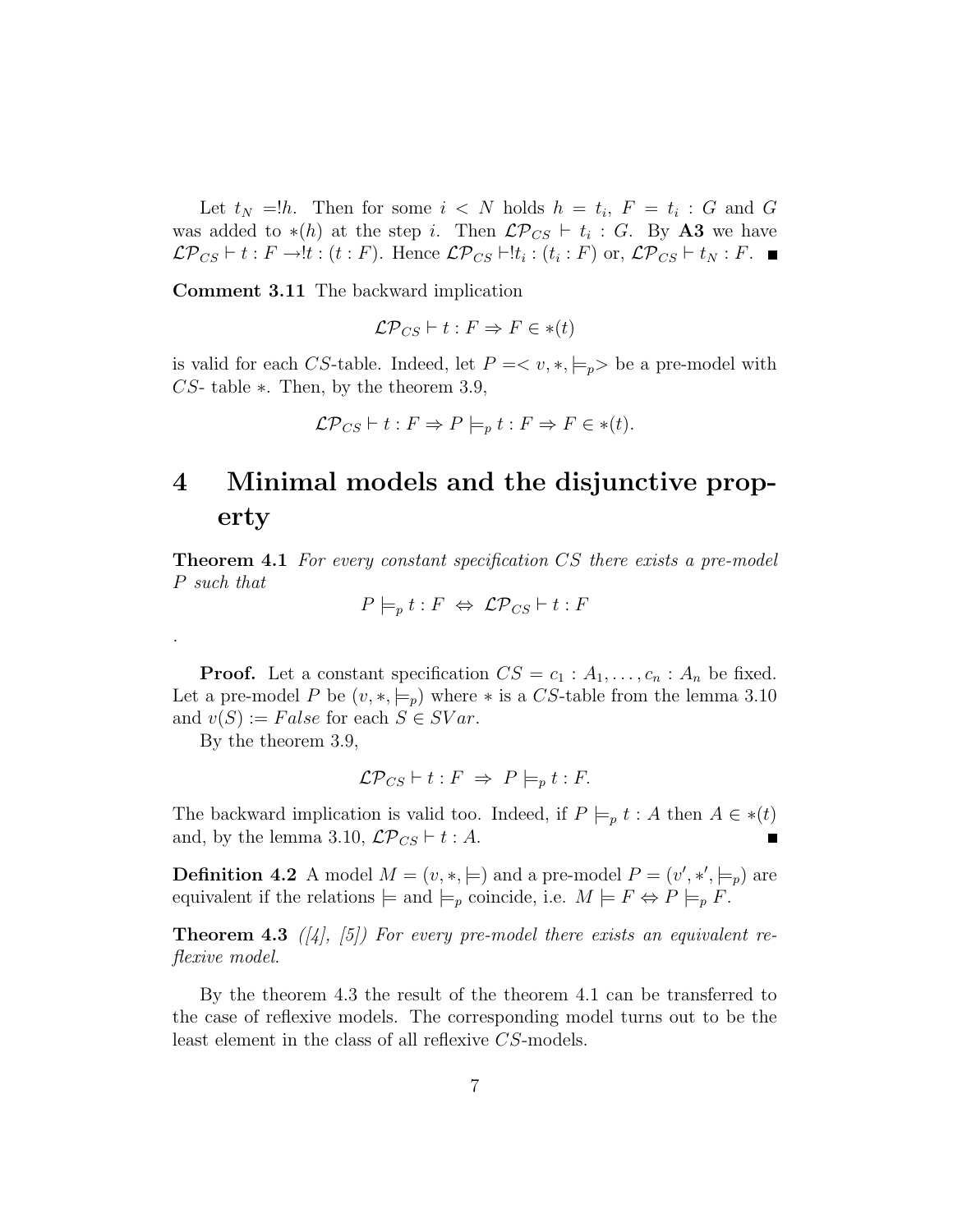Let $t_N =!h$. Then for some $i < N$ holds $h = t_i$, $F = t_i : G$ and $G$ was added to $*(h)$ at the step $i$. Then $\mathcal{LP}_{CS} \vdash t_i : G$. By **A3** we have $\mathcal{LP}_{CS} \vdash t : F \rightarrow !t : (t : F)$. Hence $\mathcal{LP}_{CS} \vdash !t_i : (t_i : F)$ or, $\mathcal{LP}_{CS} \vdash t_N : F$. ∎

**Comment 3.11** The backward implication

$$\mathcal{LP}_{CS} \vdash t : F \Rightarrow F \in *(t)$$

is valid for each $CS$-table. Indeed, let $P =< v, *, \models_p >$ be a pre-model with $CS$- table $*$. Then, by the theorem 3.9,

$$\mathcal{LP}_{CS} \vdash t : F \Rightarrow P \models_p t : F \Rightarrow F \in *(t).$$

# 4 Minimal models and the disjunctive property

**Theorem 4.1** *For every constant specification $CS$ there exists a pre-model $P$ such that*

$$P \models_p t : F \;\Leftrightarrow\; \mathcal{LP}_{CS} \vdash t : F$$

.

**Proof.** Let a constant specification $CS = c_1 : A_1, \ldots, c_n : A_n$ be fixed. Let a pre-model $P$ be $(v, *, \models_p)$ where $*$ is a $CS$-table from the lemma 3.10 and $v(S) := False$ for each $S \in SVar$.

By the theorem 3.9,

$$\mathcal{LP}_{CS} \vdash t : F \;\Rightarrow\; P \models_p t : F.$$

The backward implication is valid too. Indeed, if $P \models_p t : A$ then $A \in *(t)$ and, by the lemma 3.10, $\mathcal{LP}_{CS} \vdash t : A$. ∎

**Definition 4.2** A model $M = (v, *, \models)$ and a pre-model $P = (v', *', \models_p)$ are equivalent if the relations $\models$ and $\models_p$ coincide, i.e. $M \models F \Leftrightarrow P \models_p F$.

**Theorem 4.3** *([4], [5]) For every pre-model there exists an equivalent reflexive model.*

By the theorem 4.3 the result of the theorem 4.1 can be transferred to the case of reflexive models. The corresponding model turns out to be the least element in the class of all reflexive $CS$-models.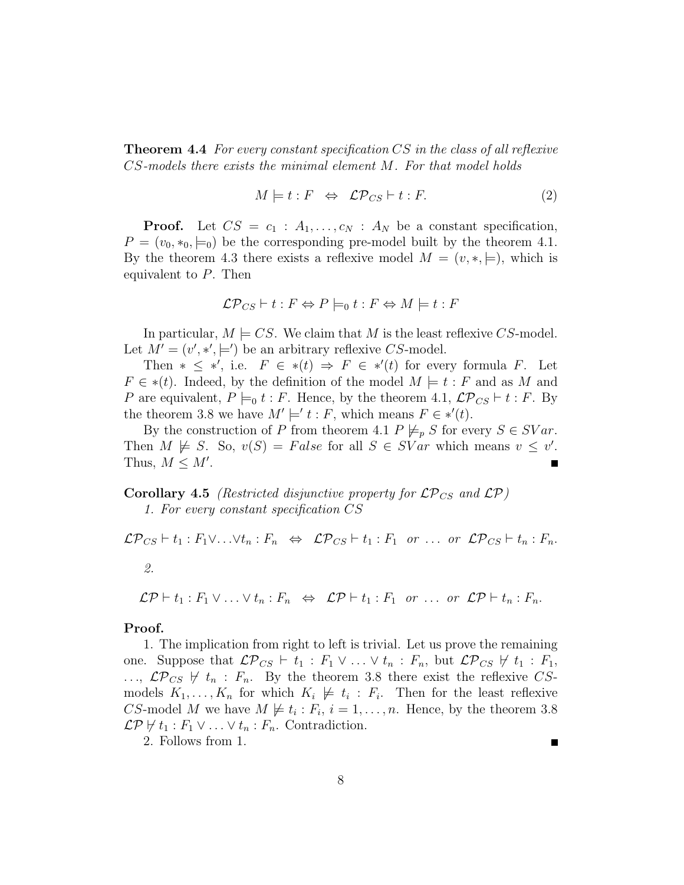**Theorem 4.4** *For every constant specification CS in the class of all reflexive CS-models there exists the minimal element M. For that model holds*

$$M \models t : F \quad \Leftrightarrow \quad \mathcal{LP}_{CS} \vdash t : F. \tag{2}$$

**Proof.** Let $CS = c_1 : A_1, \ldots, c_N : A_N$ be a constant specification, $P = (v_0, *_0, \models_0)$ be the corresponding pre-model built by the theorem 4.1. By the theorem 4.3 there exists a reflexive model $M = (v, *, \models)$, which is equivalent to $P$. Then

$$\mathcal{LP}_{CS} \vdash t : F \Leftrightarrow P \models_0 t : F \Leftrightarrow M \models t : F$$

In particular, $M \models CS$. We claim that $M$ is the least reflexive $CS$-model. Let $M' = (v', *', \models')$ be an arbitrary reflexive $CS$-model.

Then $* \leq *'$, i.e. $F \in *(t) \Rightarrow F \in *'(t)$ for every formula $F$. Let $F \in *(t)$. Indeed, by the definition of the model $M \models t : F$ and as $M$ and $P$ are equivalent, $P \models_0 t : F$. Hence, by the theorem 4.1, $\mathcal{LP}_{CS} \vdash t : F$. By the theorem 3.8 we have $M' \models' t : F$, which means $F \in *'(t)$.

By the construction of $P$ from theorem 4.1 $P \not\models_p S$ for every $S \in SVar$. Then $M \not\models S$. So, $v(S) = False$ for all $S \in SVar$ which means $v \leq v'$. Thus, $M \leq M'$. ∎

**Corollary 4.5** *(Restricted disjunctive property for $\mathcal{LP}_{CS}$ and $\mathcal{LP}$)*

*1. For every constant specification CS*

$$\mathcal{LP}_{CS} \vdash t_1 : F_1 \vee \ldots \vee t_n : F_n \quad \Leftrightarrow \quad \mathcal{LP}_{CS} \vdash t_1 : F_1 \;\; or \;\ldots\; or \;\; \mathcal{LP}_{CS} \vdash t_n : F_n.$$

*2.*

$$\mathcal{LP} \vdash t_1 : F_1 \vee \ldots \vee t_n : F_n \quad \Leftrightarrow \quad \mathcal{LP} \vdash t_1 : F_1 \;\; or \;\ldots\; or \;\; \mathcal{LP} \vdash t_n : F_n.$$

**Proof.**

1. The implication from right to left is trivial. Let us prove the remaining one. Suppose that $\mathcal{LP}_{CS} \vdash t_1 : F_1 \vee \ldots \vee t_n : F_n$, but $\mathcal{LP}_{CS} \not\vdash t_1 : F_1$, ..., $\mathcal{LP}_{CS} \not\vdash t_n : F_n$. By the theorem 3.8 there exist the reflexive $CS$-models $K_1, \ldots, K_n$ for which $K_i \not\models t_i : F_i$. Then for the least reflexive $CS$-model $M$ we have $M \not\models t_i : F_i$, $i = 1, \ldots, n$. Hence, by the theorem 3.8 $\mathcal{LP} \not\vdash t_1 : F_1 \vee \ldots \vee t_n : F_n$. Contradiction.

2. Follows from 1. ∎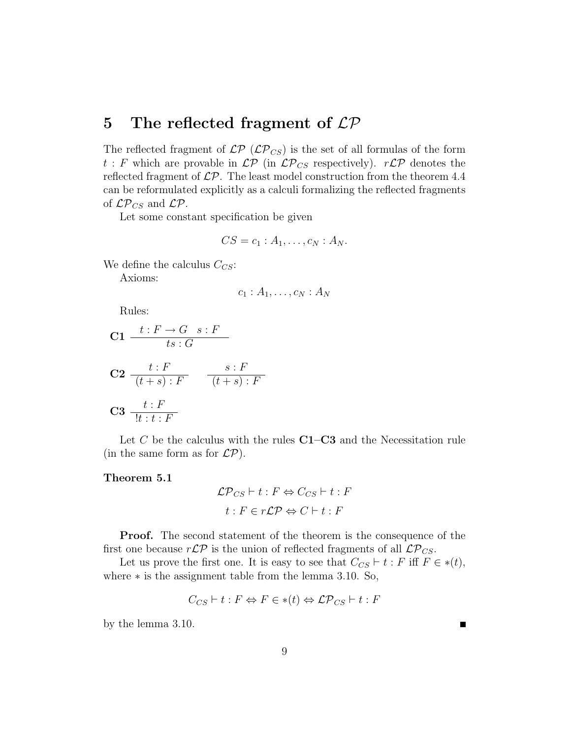## 5 The reflected fragment of $\mathcal{LP}$

The reflected fragment of $\mathcal{LP}$ ($\mathcal{LP}_{CS}$) is the set of all formulas of the form $t : F$ which are provable in $\mathcal{LP}$ (in $\mathcal{LP}_{CS}$ respectively). $r\mathcal{LP}$ denotes the reflected fragment of $\mathcal{LP}$. The least model construction from the theorem 4.4 can be reformulated explicitly as a calculi formalizing the reflected fragments of $\mathcal{LP}_{CS}$ and $\mathcal{LP}$.

Let some constant specification be given

$$CS = c_1 : A_1, \ldots, c_N : A_N.$$

We define the calculus $C_{CS}$:

Axioms:

$$c_1 : A_1, \ldots, c_N : A_N$$

Rules:

**C1** $\dfrac{t : F \to G \quad s : F}{ts : G}$

**C2** $\dfrac{t : F}{(t + s) : F} \qquad \dfrac{s : F}{(t + s) : F}$

**C3** $\dfrac{t : F}{!t : t : F}$

Let $C$ be the calculus with the rules **C1**–**C3** and the Necessitation rule (in the same form as for $\mathcal{LP}$).

**Theorem 5.1**

$$\mathcal{LP}_{CS} \vdash t : F \Leftrightarrow C_{CS} \vdash t : F$$

$$t : F \in r\mathcal{LP} \Leftrightarrow C \vdash t : F$$

**Proof.** The second statement of the theorem is the consequence of the first one because $r\mathcal{LP}$ is the union of reflected fragments of all $\mathcal{LP}_{CS}$.

Let us prove the first one. It is easy to see that $C_{CS} \vdash t : F$ iff $F \in *(t)$, where $*$ is the assignment table from the lemma 3.10. So,

$$C_{CS} \vdash t : F \Leftrightarrow F \in *(t) \Leftrightarrow \mathcal{LP}_{CS} \vdash t : F$$

by the lemma 3.10. ∎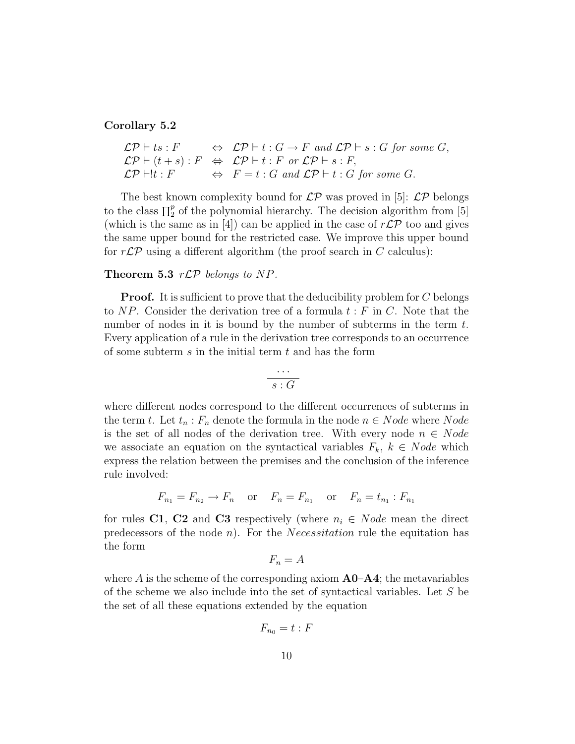**Corollary 5.2**

$$
\begin{array}{lcl}
\mathcal{LP} \vdash ts : F & \Leftrightarrow & \mathcal{LP} \vdash t : G \rightarrow F \text{ and } \mathcal{LP} \vdash s : G \text{ for some } G, \\
\mathcal{LP} \vdash (t+s) : F & \Leftrightarrow & \mathcal{LP} \vdash t : F \text{ or } \mathcal{LP} \vdash s : F, \\
\mathcal{LP} \vdash !t : F & \Leftrightarrow & F = t : G \text{ and } \mathcal{LP} \vdash t : G \text{ for some } G.
\end{array}
$$

The best known complexity bound for $\mathcal{LP}$ was proved in [5]: $\mathcal{LP}$ belongs to the class $\prod_2^p$ of the polynomial hierarchy. The decision algorithm from [5] (which is the same as in [4]) can be applied in the case of $r\mathcal{LP}$ too and gives the same upper bound for the restricted case. We improve this upper bound for $r\mathcal{LP}$ using a different algorithm (the proof search in $C$ calculus):

**Theorem 5.3** *$r\mathcal{LP}$ belongs to $NP$.*

**Proof.** It is sufficient to prove that the deducibility problem for $C$ belongs to $NP$. Consider the derivation tree of a formula $t : F$ in $C$. Note that the number of nodes in it is bound by the number of subterms in the term $t$. Every application of a rule in the derivation tree corresponds to an occurrence of some subterm $s$ in the initial term $t$ and has the form

$$\frac{\cdots}{s : G}$$

where different nodes correspond to the different occurrences of subterms in the term $t$. Let $t_n : F_n$ denote the formula in the node $n \in Node$ where $Node$ is the set of all nodes of the derivation tree. With every node $n \in Node$ we associate an equation on the syntactical variables $F_k$, $k \in Node$ which express the relation between the premises and the conclusion of the inference rule involved:

$$F_{n_1} = F_{n_2} \rightarrow F_n \quad \text{or} \quad F_n = F_{n_1} \quad \text{or} \quad F_n = t_{n_1} : F_{n_1}$$

for rules **C1**, **C2** and **C3** respectively (where $n_i \in Node$ mean the direct predecessors of the node $n$). For the *Necessitation* rule the equitation has the form

$$F_n = A$$

where $A$ is the scheme of the corresponding axiom **A0**–**A4**; the metavariables of the scheme we also include into the set of syntactical variables. Let $S$ be the set of all these equations extended by the equation

$$F_{n_0} = t : F$$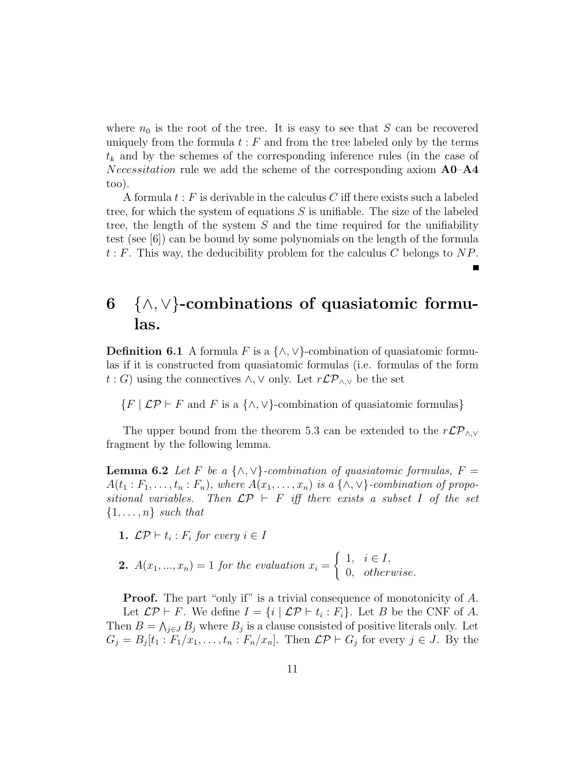where $n_0$ is the root of the tree. It is easy to see that $S$ can be recovered uniquely from the formula $t : F$ and from the tree labeled only by the terms $t_k$ and by the schemes of the corresponding inference rules (in the case of *Necessitation* rule we add the scheme of the corresponding axiom **A0**–**A4** too).

A formula $t : F$ is derivable in the calculus $C$ iff there exists such a labeled tree, for which the system of equations $S$ is unifiable. The size of the labeled tree, the length of the system $S$ and the time required for the unifiability test (see [6]) can be bound by some polynomials on the length of the formula $t : F$. This way, the deducibility problem for the calculus $C$ belongs to $NP$.

∎

# 6 $\{\wedge, \vee\}$-combinations of quasiatomic formulas.

**Definition 6.1** A formula $F$ is a $\{\wedge, \vee\}$-combination of quasiatomic formulas if it is constructed from quasiatomic formulas (i.e. formulas of the form $t : G$) using the connectives $\wedge, \vee$ only. Let $r\mathcal{LP}_{\wedge,\vee}$ be the set

$$\{F \mid \mathcal{LP} \vdash F \text{ and } F \text{ is a } \{\wedge, \vee\}\text{-combination of quasiatomic formulas}\}$$

The upper bound from the theorem 5.3 can be extended to the $r\mathcal{LP}_{\wedge,\vee}$ fragment by the following lemma.

**Lemma 6.2** *Let $F$ be a $\{\wedge, \vee\}$-combination of quasiatomic formulas, $F = A(t_1 : F_1, \ldots, t_n : F_n)$, where $A(x_1, \ldots, x_n)$ is a $\{\wedge, \vee\}$-combination of propositional variables. Then $\mathcal{LP} \vdash F$ iff there exists a subset $I$ of the set $\{1, \ldots, n\}$ such that*

1. $\mathcal{LP} \vdash t_i : F_i$ *for every* $i \in I$
2. $A(x_1, ..., x_n) = 1$ *for the evaluation* $x_i = \begin{cases} 1, & i \in I, \\ 0, & \textit{otherwise.} \end{cases}$

**Proof.** The part "only if" is a trivial consequence of monotonicity of $A$.

Let $\mathcal{LP} \vdash F$. We define $I = \{i \mid \mathcal{LP} \vdash t_i : F_i\}$. Let $B$ be the CNF of $A$. Then $B = \bigwedge_{j \in J} B_j$ where $B_j$ is a clause consisted of positive literals only. Let $G_j = B_j[t_1 : F_1/x_1, \ldots, t_n : F_n/x_n]$. Then $\mathcal{LP} \vdash G_j$ for every $j \in J$. By the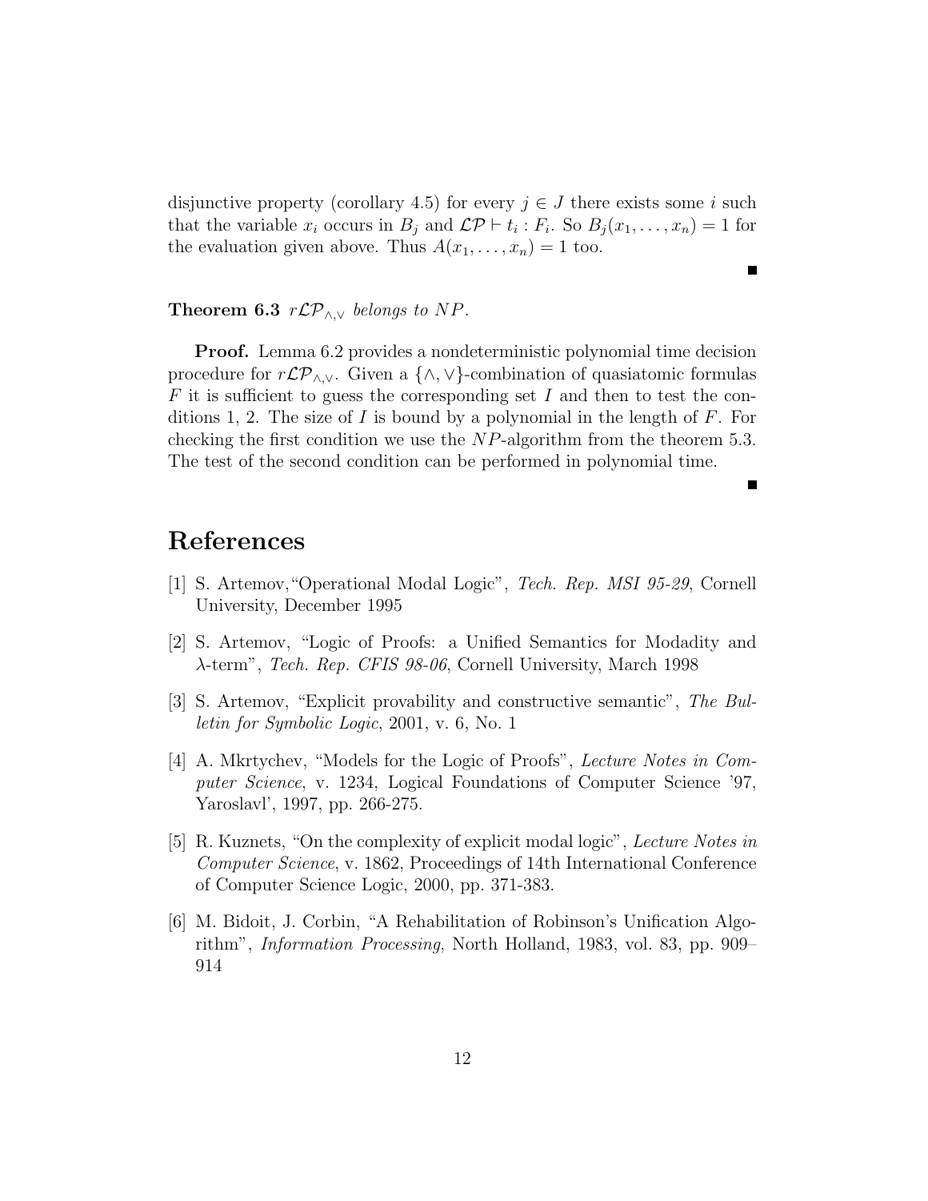disjunctive property (corollary 4.5) for every $j \in J$ there exists some $i$ such that the variable $x_i$ occurs in $B_j$ and $\mathcal{LP} \vdash t_i : F_i$. So $B_j(x_1, \dots, x_n) = 1$ for the evaluation given above. Thus $A(x_1, \dots, x_n) = 1$ too.

■

**Theorem 6.3** *$r\mathcal{LP}_{\wedge,\vee}$ belongs to $NP$.*

**Proof.** Lemma 6.2 provides a nondeterministic polynomial time decision procedure for $r\mathcal{LP}_{\wedge,\vee}$. Given a $\{\wedge, \vee\}$-combination of quasiatomic formulas $F$ it is sufficient to guess the corresponding set $I$ and then to test the conditions 1, 2. The size of $I$ is bound by a polynomial in the length of $F$. For checking the first condition we use the $NP$-algorithm from the theorem 5.3. The test of the second condition can be performed in polynomial time.

■

# References

[1] S. Artemov,"Operational Modal Logic", *Tech. Rep. MSI 95-29*, Cornell University, December 1995

[2] S. Artemov, "Logic of Proofs: a Unified Semantics for Modadity and $\lambda$-term", *Tech. Rep. CFIS 98-06*, Cornell University, March 1998

[3] S. Artemov, "Explicit provability and constructive semantic", *The Bulletin for Symbolic Logic*, 2001, v. 6, No. 1

[4] A. Mkrtychev, "Models for the Logic of Proofs", *Lecture Notes in Computer Science*, v. 1234, Logical Foundations of Computer Science '97, Yaroslavl', 1997, pp. 266-275.

[5] R. Kuznets, "On the complexity of explicit modal logic", *Lecture Notes in Computer Science*, v. 1862, Proceedings of 14th International Conference of Computer Science Logic, 2000, pp. 371-383.

[6] M. Bidoit, J. Corbin, "A Rehabilitation of Robinson's Unification Algorithm", *Information Processing*, North Holland, 1983, vol. 83, pp. 909–914